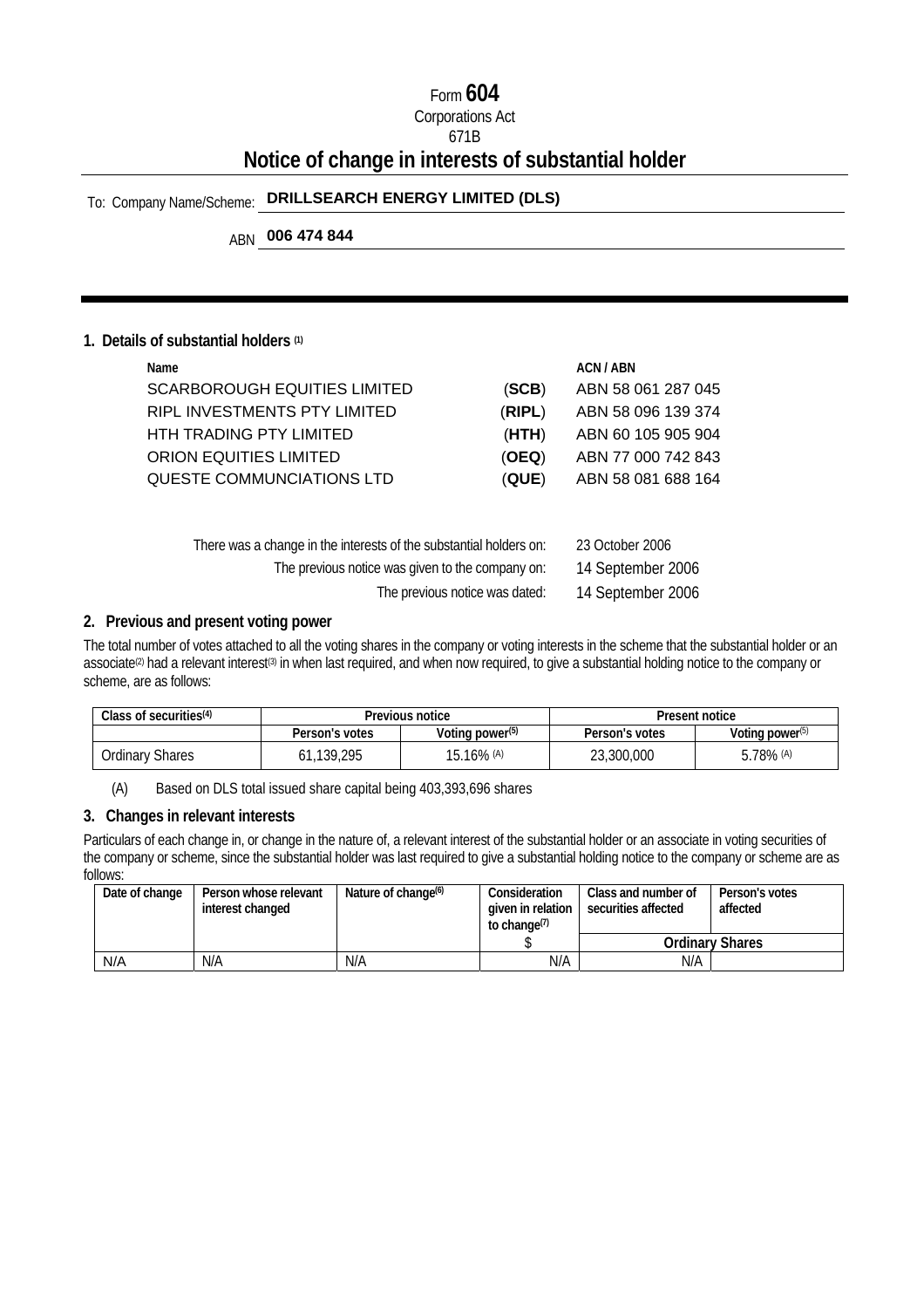Form **604**

Corporations Act

671B

# Notice of change in interests of substantial holder

To: Company Name/Scheme: **DRILLSEARCH ENERGY LIMITED (DLS)**

ABN **006 474 844**

## 1. Details of substantial holders [(1)]

| Name | | ACN / ABN |
|---|---|---|
| SCARBOROUGH EQUITIES LIMITED | (**SCB**) | ABN 58 061 287 045 |
| RIPL INVESTMENTS PTY LIMITED | (**RIPL**) | ABN 58 096 139 374 |
| HTH TRADING PTY LIMITED | (**HTH**) | ABN 60 105 905 904 |
| ORION EQUITIES LIMITED | (**OEQ**) | ABN 77 000 742 843 |
| QUESTE COMMUNCIATIONS LTD | (**QUE**) | ABN 58 081 688 164 |

There was a change in the interests of the substantial holders on: 23 October 2006

The previous notice was given to the company on: 14 September 2006

The previous notice was dated: 14 September 2006

## 2. Previous and present voting power

The total number of votes attached to all the voting shares in the company or voting interests in the scheme that the substantial holder or an associate[(2)] had a relevant interest[(3)] in when last required, and when now required, to give a substantial holding notice to the company or scheme, are as follows:

| Class of securities[(4)] | Previous notice | | Present notice | |
|---|---|---|---|---|
| | Person's votes | Voting power[(5)] | Person's votes | Voting power[(5)] |
| Ordinary Shares | 61,139,295 | 15.16% [(A)] | 23,300,000 | 5.78% [(A)] |

(A) Based on DLS total issued share capital being 403,393,696 shares

## 3. Changes in relevant interests

Particulars of each change in, or change in the nature of, a relevant interest of the substantial holder or an associate in voting securities of the company or scheme, since the substantial holder was last required to give a substantial holding notice to the company or scheme are as follows:

| Date of change | Person whose relevant interest changed | Nature of change[(6)] | Consideration given in relation to change[(7)] | Class and number of securities affected | Person's votes affected |
|---|---|---|---|---|---|
| | | | $ | Ordinary Shares | |
| N/A | N/A | N/A | N/A | N/A | |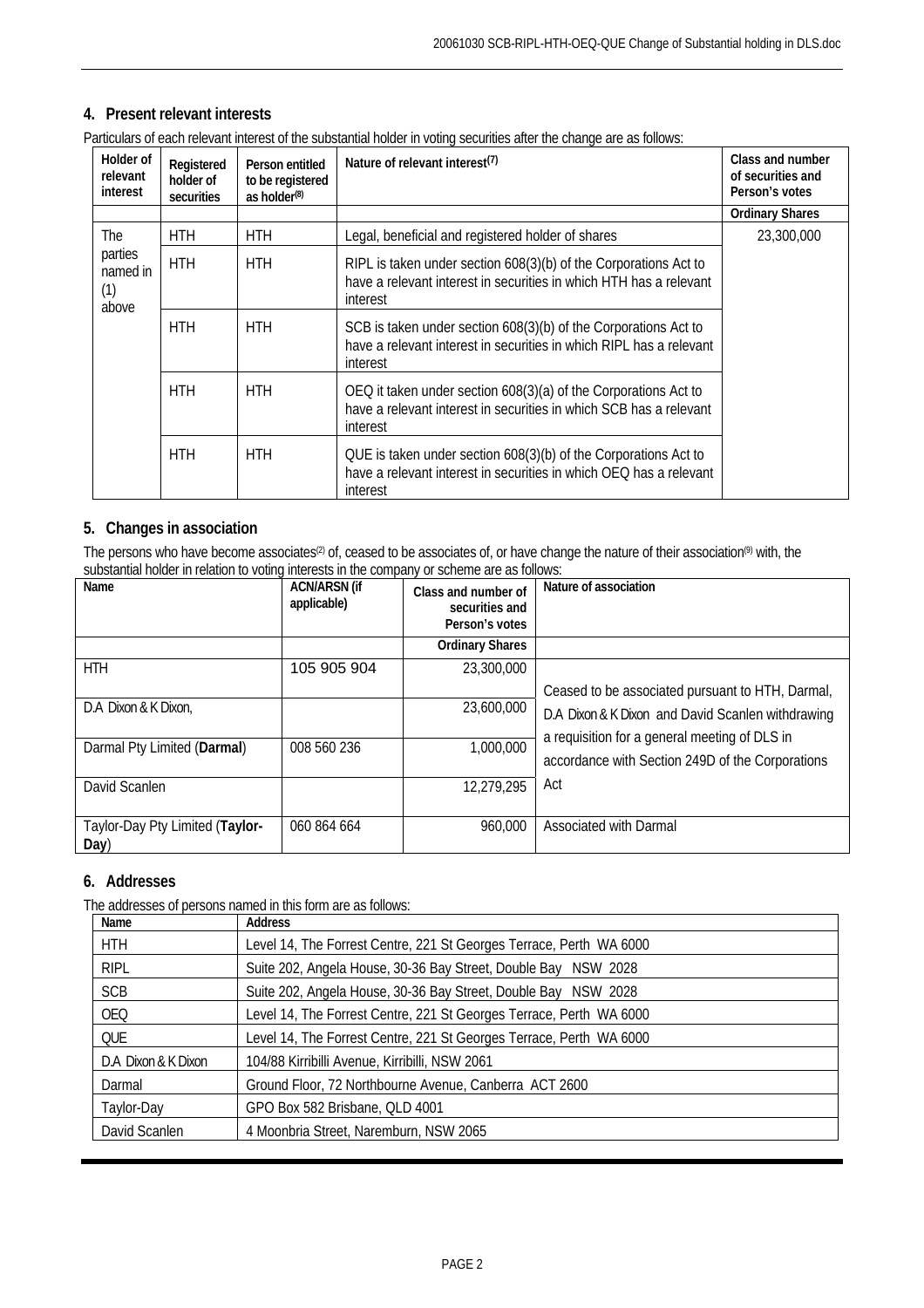## 4. Present relevant interests

Particulars of each relevant interest of the substantial holder in voting securities after the change are as follows:

| Holder of relevant interest | Registered holder of securities | Person entitled to be registered as holder[8] | Nature of relevant interest[7] | Class and number of securities and Person's votes |
|---|---|---|---|---|
| | | | | Ordinary Shares |
| The parties named in (1) above | HTH | HTH | Legal, beneficial and registered holder of shares | 23,300,000 |
| | HTH | HTH | RIPL is taken under section 608(3)(b) of the Corporations Act to have a relevant interest in securities in which HTH has a relevant interest | |
| | HTH | HTH | SCB is taken under section 608(3)(b) of the Corporations Act to have a relevant interest in securities in which RIPL has a relevant interest | |
| | HTH | HTH | OEQ it taken under section 608(3)(a) of the Corporations Act to have a relevant interest in securities in which SCB has a relevant interest | |
| | HTH | HTH | QUE is taken under section 608(3)(b) of the Corporations Act to have a relevant interest in securities in which OEQ has a relevant interest | |

## 5. Changes in association

The persons who have become associates[2] of, ceased to be associates of, or have change the nature of their association[9] with, the substantial holder in relation to voting interests in the company or scheme are as follows:

| Name | ACN/ARSN (if applicable) | Class and number of securities and Person's votes | Nature of association |
|---|---|---|---|
| | | Ordinary Shares | |
| HTH | 105 905 904 | 23,300,000 | Ceased to be associated pursuant to HTH, Darmal, D.A Dixon & K Dixon and David Scanlen withdrawing a requisition for a general meeting of DLS in accordance with Section 249D of the Corporations Act |
| D.A Dixon & K Dixon, | | 23,600,000 | |
| Darmal Pty Limited (**Darmal**) | 008 560 236 | 1,000,000 | |
| David Scanlen | | 12,279,295 | |
| Taylor-Day Pty Limited (**Taylor-Day**) | 060 864 664 | 960,000 | Associated with Darmal |

## 6. Addresses

The addresses of persons named in this form are as follows:

| Name | Address |
|---|---|
| HTH | Level 14, The Forrest Centre, 221 St Georges Terrace, Perth WA 6000 |
| RIPL | Suite 202, Angela House, 30-36 Bay Street, Double Bay NSW 2028 |
| SCB | Suite 202, Angela House, 30-36 Bay Street, Double Bay NSW 2028 |
| OEQ | Level 14, The Forrest Centre, 221 St Georges Terrace, Perth WA 6000 |
| QUE | Level 14, The Forrest Centre, 221 St Georges Terrace, Perth WA 6000 |
| D.A Dixon & K Dixon | 104/88 Kirribilli Avenue, Kirribilli, NSW 2061 |
| Darmal | Ground Floor, 72 Northbourne Avenue, Canberra ACT 2600 |
| Taylor-Day | GPO Box 582 Brisbane, QLD 4001 |
| David Scanlen | 4 Moonbria Street, Naremburn, NSW 2065 |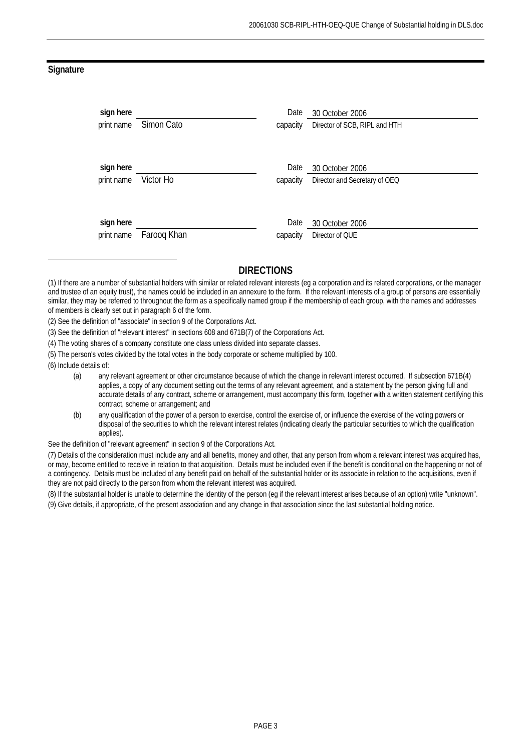## Signature

| | | | |
|---|---|---|---|
| **sign here** | | Date | 30 October 2006 |
| print name | Simon Cato | capacity | Director of SCB, RIPL and HTH |
| **sign here** | | Date | 30 October 2006 |
| print name | Victor Ho | capacity | Director and Secretary of OEQ |
| **sign here** | | Date | 30 October 2006 |
| print name | Farooq Khan | capacity | Director of QUE |

## DIRECTIONS

(1) If there are a number of substantial holders with similar or related relevant interests (eg a corporation and its related corporations, or the manager and trustee of an equity trust), the names could be included in an annexure to the form. If the relevant interests of a group of persons are essentially similar, they may be referred to throughout the form as a specifically named group if the membership of each group, with the names and addresses of members is clearly set out in paragraph 6 of the form.

(2) See the definition of "associate" in section 9 of the Corporations Act.

(3) See the definition of "relevant interest" in sections 608 and 671B(7) of the Corporations Act.

(4) The voting shares of a company constitute one class unless divided into separate classes.

(5) The person's votes divided by the total votes in the body corporate or scheme multiplied by 100.

(6) Include details of:

(a) any relevant agreement or other circumstance because of which the change in relevant interest occurred. If subsection 671B(4) applies, a copy of any document setting out the terms of any relevant agreement, and a statement by the person giving full and accurate details of any contract, scheme or arrangement, must accompany this form, together with a written statement certifying this contract, scheme or arrangement; and

(b) any qualification of the power of a person to exercise, control the exercise of, or influence the exercise of the voting powers or disposal of the securities to which the relevant interest relates (indicating clearly the particular securities to which the qualification applies).

See the definition of "relevant agreement" in section 9 of the Corporations Act.

(7) Details of the consideration must include any and all benefits, money and other, that any person from whom a relevant interest was acquired has, or may, become entitled to receive in relation to that acquisition. Details must be included even if the benefit is conditional on the happening or not of a contingency. Details must be included of any benefit paid on behalf of the substantial holder or its associate in relation to the acquisitions, even if they are not paid directly to the person from whom the relevant interest was acquired.

(8) If the substantial holder is unable to determine the identity of the person (eg if the relevant interest arises because of an option) write "unknown".

(9) Give details, if appropriate, of the present association and any change in that association since the last substantial holding notice.